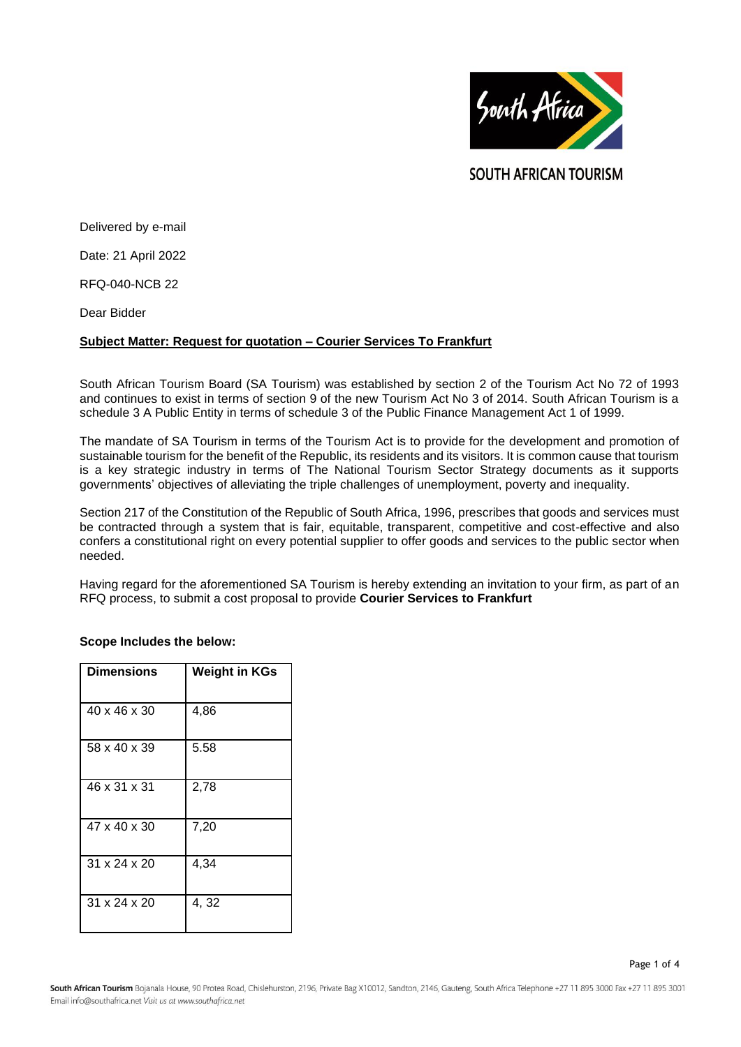SOUTH AFRICAN TOURISM

Delivered by e-mail

Date: 21 April 2022

RFQ-040-NCB 22

Dear Bidder

**Subject Matter: Request for quotation – Courier Services To Frankfurt**

South African Tourism Board (SA Tourism) was established by section 2 of the Tourism Act No 72 of 1993 and continues to exist in terms of section 9 of the new Tourism Act No 3 of 2014. South African Tourism is a schedule 3 A Public Entity in terms of schedule 3 of the Public Finance Management Act 1 of 1999.

The mandate of SA Tourism in terms of the Tourism Act is to provide for the development and promotion of sustainable tourism for the benefit of the Republic, its residents and its visitors. It is common cause that tourism is a key strategic industry in terms of The National Tourism Sector Strategy documents as it supports governments' objectives of alleviating the triple challenges of unemployment, poverty and inequality.

Section 217 of the Constitution of the Republic of South Africa, 1996, prescribes that goods and services must be contracted through a system that is fair, equitable, transparent, competitive and cost-effective and also confers a constitutional right on every potential supplier to offer goods and services to the public sector when needed.

Having regard for the aforementioned SA Tourism is hereby extending an invitation to your firm, as part of an RFQ process, to submit a cost proposal to provide **Courier Services to Frankfurt**

**Scope Includes the below:**

| Dimensions | Weight in KGs |
|---|---|
| 40 x 46 x 30 | 4,86 |
| 58 x 40 x 39 | 5.58 |
| 46 x 31 x 31 | 2,78 |
| 47 x 40 x 30 | 7,20 |
| 31 x 24 x 20 | 4,34 |
| 31 x 24 x 20 | 4, 32 |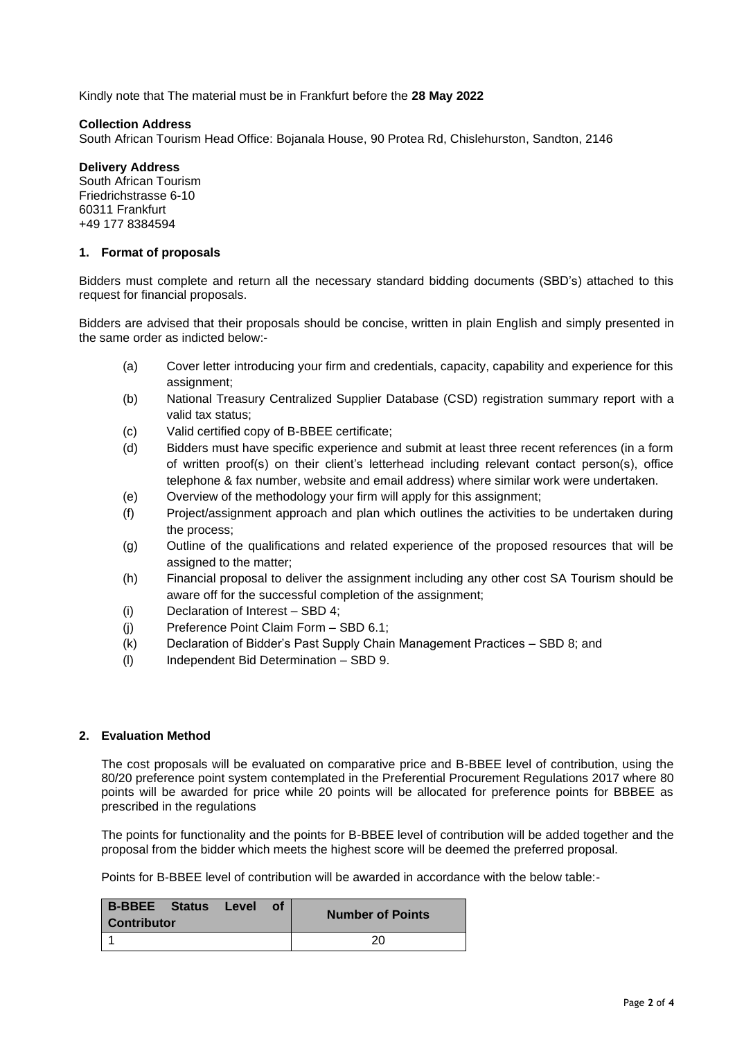Kindly note that The material must be in Frankfurt before the **28 May 2022**

**Collection Address**
South African Tourism Head Office: Bojanala House, 90 Protea Rd, Chislehurston, Sandton, 2146

**Delivery Address**
South African Tourism
Friedrichstrasse 6-10
60311 Frankfurt
+49 177 8384594

## 1. Format of proposals

Bidders must complete and return all the necessary standard bidding documents (SBD's) attached to this request for financial proposals.

Bidders are advised that their proposals should be concise, written in plain English and simply presented in the same order as indicted below:-

- (a) Cover letter introducing your firm and credentials, capacity, capability and experience for this assignment;
- (b) National Treasury Centralized Supplier Database (CSD) registration summary report with a valid tax status;
- (c) Valid certified copy of B-BBEE certificate;
- (d) Bidders must have specific experience and submit at least three recent references (in a form of written proof(s) on their client's letterhead including relevant contact person(s), office telephone & fax number, website and email address) where similar work were undertaken.
- (e) Overview of the methodology your firm will apply for this assignment;
- (f) Project/assignment approach and plan which outlines the activities to be undertaken during the process;
- (g) Outline of the qualifications and related experience of the proposed resources that will be assigned to the matter;
- (h) Financial proposal to deliver the assignment including any other cost SA Tourism should be aware off for the successful completion of the assignment;
- (i) Declaration of Interest – SBD 4;
- (j) Preference Point Claim Form – SBD 6.1;
- (k) Declaration of Bidder's Past Supply Chain Management Practices – SBD 8; and
- (l) Independent Bid Determination – SBD 9.

## 2. Evaluation Method

The cost proposals will be evaluated on comparative price and B-BBEE level of contribution, using the 80/20 preference point system contemplated in the Preferential Procurement Regulations 2017 where 80 points will be awarded for price while 20 points will be allocated for preference points for BBBEE as prescribed in the regulations

The points for functionality and the points for B-BBEE level of contribution will be added together and the proposal from the bidder which meets the highest score will be deemed the preferred proposal.

Points for B-BBEE level of contribution will be awarded in accordance with the below table:-

| B-BBEE Status Level of Contributor | Number of Points |
|---|---|
| 1 | 20 |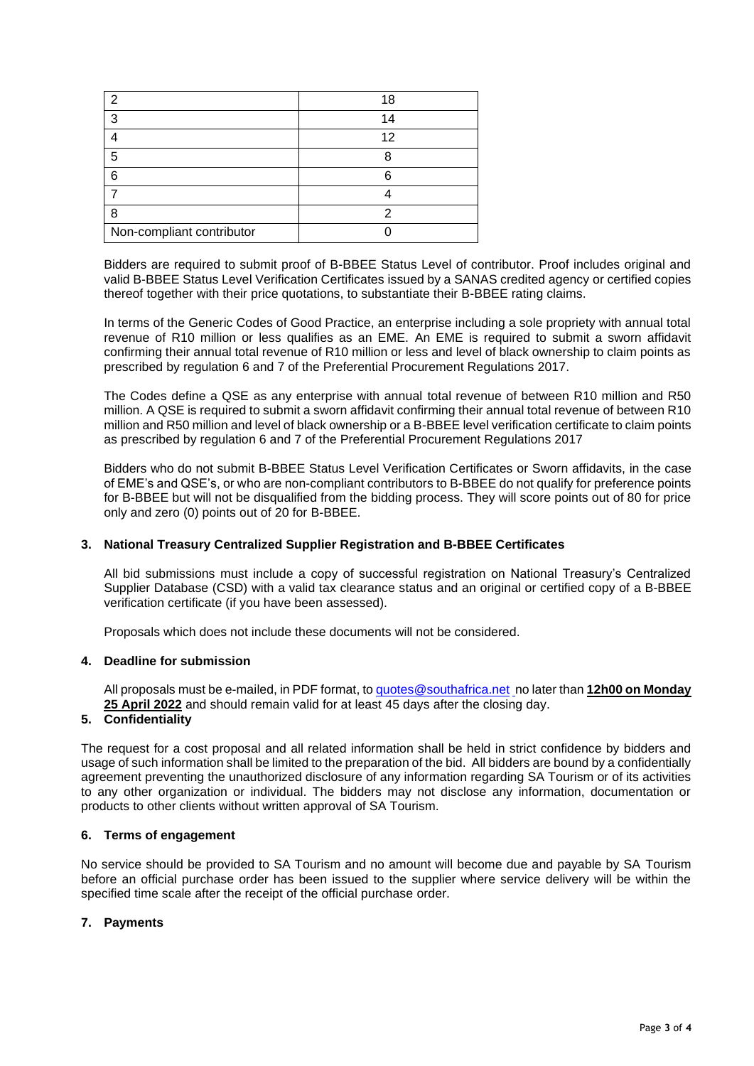| 2 | 18 |
|---|---|
| 3 | 14 |
| 4 | 12 |
| 5 | 8 |
| 6 | 6 |
| 7 | 4 |
| 8 | 2 |
| Non-compliant contributor | 0 |

Bidders are required to submit proof of B-BBEE Status Level of contributor. Proof includes original and valid B-BBEE Status Level Verification Certificates issued by a SANAS credited agency or certified copies thereof together with their price quotations, to substantiate their B-BBEE rating claims.

In terms of the Generic Codes of Good Practice, an enterprise including a sole propriety with annual total revenue of R10 million or less qualifies as an EME. An EME is required to submit a sworn affidavit confirming their annual total revenue of R10 million or less and level of black ownership to claim points as prescribed by regulation 6 and 7 of the Preferential Procurement Regulations 2017.

The Codes define a QSE as any enterprise with annual total revenue of between R10 million and R50 million. A QSE is required to submit a sworn affidavit confirming their annual total revenue of between R10 million and R50 million and level of black ownership or a B-BBEE level verification certificate to claim points as prescribed by regulation 6 and 7 of the Preferential Procurement Regulations 2017

Bidders who do not submit B-BBEE Status Level Verification Certificates or Sworn affidavits, in the case of EME's and QSE's, or who are non-compliant contributors to B-BBEE do not qualify for preference points for B-BBEE but will not be disqualified from the bidding process. They will score points out of 80 for price only and zero (0) points out of 20 for B-BBEE.

### 3. National Treasury Centralized Supplier Registration and B-BBEE Certificates

All bid submissions must include a copy of successful registration on National Treasury's Centralized Supplier Database (CSD) with a valid tax clearance status and an original or certified copy of a B-BBEE verification certificate (if you have been assessed).

Proposals which does not include these documents will not be considered.

### 4. Deadline for submission

All proposals must be e-mailed, in PDF format, to quotes@southafrica.net no later than **12h00 on Monday 25 April 2022** and should remain valid for at least 45 days after the closing day.

### 5. Confidentiality

The request for a cost proposal and all related information shall be held in strict confidence by bidders and usage of such information shall be limited to the preparation of the bid. All bidders are bound by a confidentially agreement preventing the unauthorized disclosure of any information regarding SA Tourism or of its activities to any other organization or individual. The bidders may not disclose any information, documentation or products to other clients without written approval of SA Tourism.

### 6. Terms of engagement

No service should be provided to SA Tourism and no amount will become due and payable by SA Tourism before an official purchase order has been issued to the supplier where service delivery will be within the specified time scale after the receipt of the official purchase order.

### 7. Payments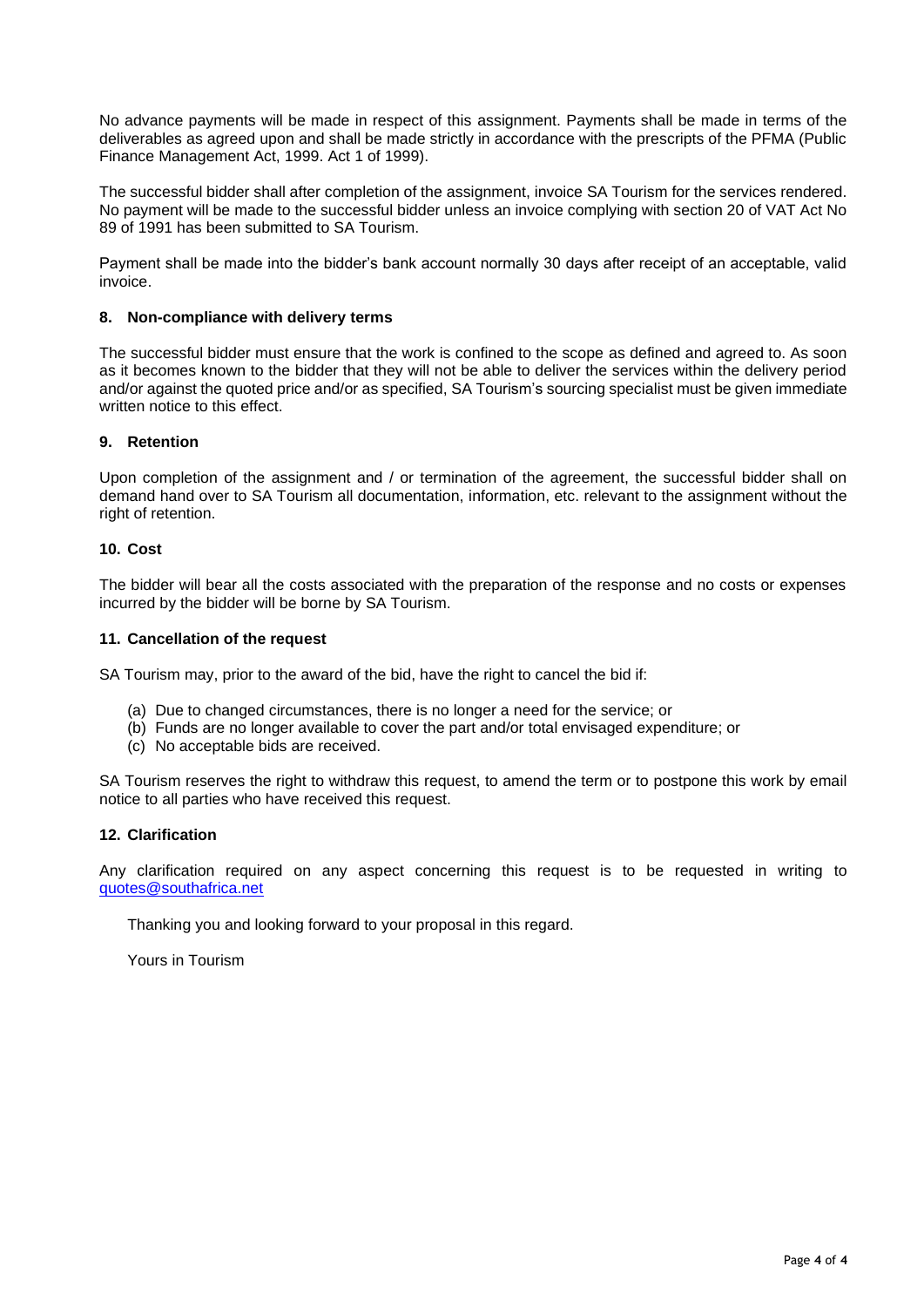No advance payments will be made in respect of this assignment. Payments shall be made in terms of the deliverables as agreed upon and shall be made strictly in accordance with the prescripts of the PFMA (Public Finance Management Act, 1999. Act 1 of 1999).

The successful bidder shall after completion of the assignment, invoice SA Tourism for the services rendered. No payment will be made to the successful bidder unless an invoice complying with section 20 of VAT Act No 89 of 1991 has been submitted to SA Tourism.

Payment shall be made into the bidder's bank account normally 30 days after receipt of an acceptable, valid invoice.

### 8. Non-compliance with delivery terms

The successful bidder must ensure that the work is confined to the scope as defined and agreed to. As soon as it becomes known to the bidder that they will not be able to deliver the services within the delivery period and/or against the quoted price and/or as specified, SA Tourism's sourcing specialist must be given immediate written notice to this effect.

### 9. Retention

Upon completion of the assignment and / or termination of the agreement, the successful bidder shall on demand hand over to SA Tourism all documentation, information, etc. relevant to the assignment without the right of retention.

### 10. Cost

The bidder will bear all the costs associated with the preparation of the response and no costs or expenses incurred by the bidder will be borne by SA Tourism.

### 11. Cancellation of the request

SA Tourism may, prior to the award of the bid, have the right to cancel the bid if:

(a) Due to changed circumstances, there is no longer a need for the service; or
(b) Funds are no longer available to cover the part and/or total envisaged expenditure; or
(c) No acceptable bids are received.

SA Tourism reserves the right to withdraw this request, to amend the term or to postpone this work by email notice to all parties who have received this request.

### 12. Clarification

Any clarification required on any aspect concerning this request is to be requested in writing to quotes@southafrica.net

Thanking you and looking forward to your proposal in this regard.

Yours in Tourism